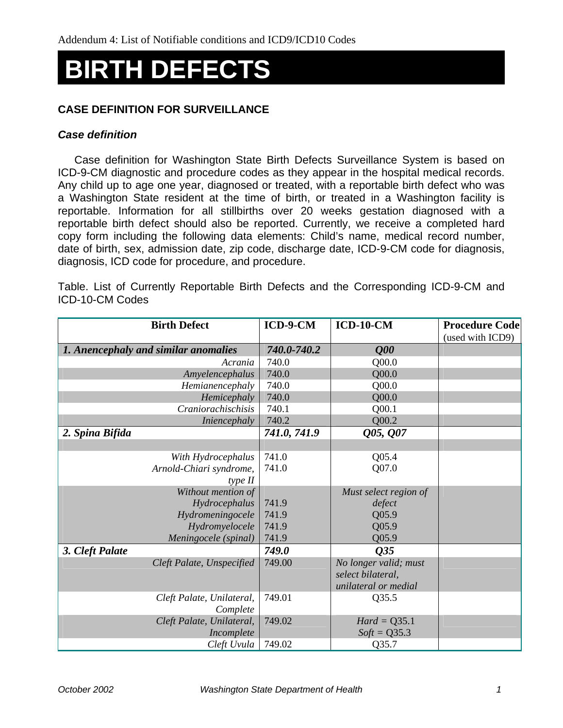Addendum 4: List of Notifiable conditions and ICD9/ICD10 Codes

# BIRTH DEFECTS

### CASE DEFINITION FOR SURVEILLANCE

#### *Case definition*

Case definition for Washington State Birth Defects Surveillance System is based on ICD-9-CM diagnostic and procedure codes as they appear in the hospital medical records. Any child up to age one year, diagnosed or treated, with a reportable birth defect who was a Washington State resident at the time of birth, or treated in a Washington facility is reportable. Information for all stillbirths over 20 weeks gestation diagnosed with a reportable birth defect should also be reported. Currently, we receive a completed hard copy form including the following data elements: Child's name, medical record number, date of birth, sex, admission date, zip code, discharge date, ICD-9-CM code for diagnosis, diagnosis, ICD code for procedure, and procedure.

Table. List of Currently Reportable Birth Defects and the Corresponding ICD-9-CM and ICD-10-CM Codes

| Birth Defect | ICD-9-CM | ICD-10-CM | Procedure Code (used with ICD9) |
|---|---|---|---|
| ***1. Anencephaly and similar anomalies*** | ***740.0-740.2*** | ***Q00*** | |
| *Acrania* | 740.0 | Q00.0 | |
| *Amyelencephalus* | 740.0 | Q00.0 | |
| *Hemianencephaly* | 740.0 | Q00.0 | |
| *Hemicephaly* | 740.0 | Q00.0 | |
| *Craniorachischisis* | 740.1 | Q00.1 | |
| *Iniencephaly* | 740.2 | Q00.2 | |
| ***2. Spina Bifida*** | ***741.0, 741.9*** | ***Q05, Q07*** | |
| | | | |
| *With Hydrocephalus* | 741.0 | Q05.4 | |
| *Arnold-Chiari syndrome, type II* | 741.0 | Q07.0 | |
| *Without mention of Hydrocephalus* | 741.9 | *Must select region of defect* | |
| *Hydromeningocele* | 741.9 | Q05.9 | |
| *Hydromyelocele* | 741.9 | Q05.9 | |
| *Meningocele (spinal)* | 741.9 | Q05.9 | |
| ***3. Cleft Palate*** | ***749.0*** | ***Q35*** | |
| *Cleft Palate, Unspecified* | 749.00 | *No longer valid; must select bilateral, unilateral or medial* | |
| *Cleft Palate, Unilateral, Complete* | 749.01 | Q35.5 | |
| *Cleft Palate, Unilateral, Incomplete* | 749.02 | *Hard* = Q35.1<br>*Soft* = Q35.3 | |
| *Cleft Uvula* | 749.02 | Q35.7 | |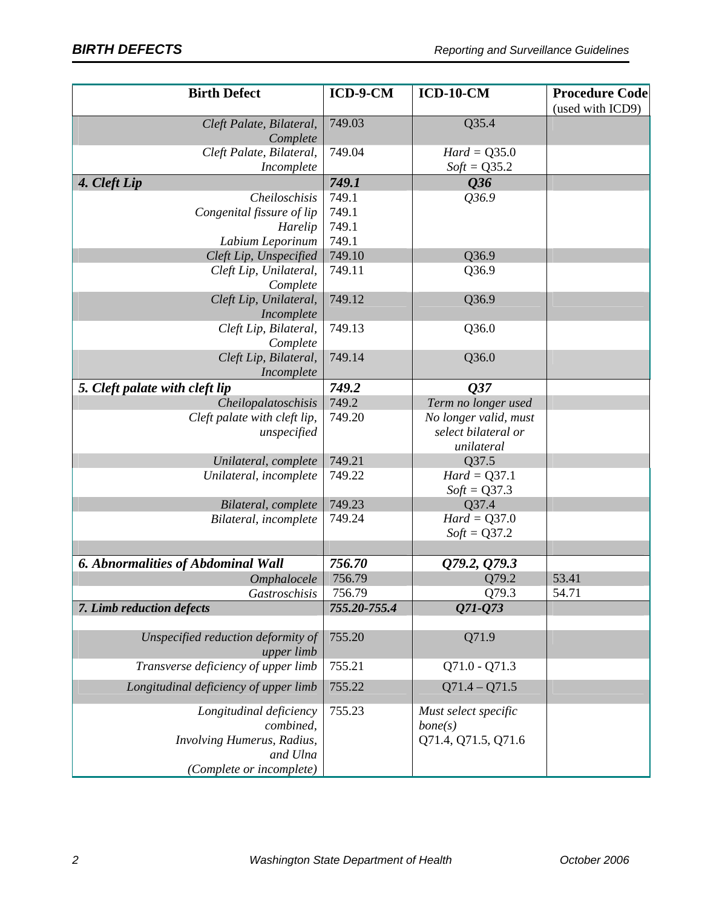| Birth Defect | ICD-9-CM | ICD-10-CM | Procedure Code (used with ICD9) |
|---|---|---|---|
| *Cleft Palate, Bilateral, Complete* | 749.03 | Q35.4 | |
| *Cleft Palate, Bilateral, Incomplete* | 749.04 | *Hard* = Q35.0<br>*Soft* = Q35.2 | |
| ***4. Cleft Lip*** | ***749.1*** | ***Q36*** | |
| *Cheiloschisis* | 749.1 | *Q36.9* | |
| *Congenital fissure of lip* | 749.1 | | |
| *Harelip* | 749.1 | | |
| *Labium Leporinum* | 749.1 | | |
| *Cleft Lip, Unspecified* | 749.10 | Q36.9 | |
| *Cleft Lip, Unilateral, Complete* | 749.11 | Q36.9 | |
| *Cleft Lip, Unilateral, Incomplete* | 749.12 | Q36.9 | |
| *Cleft Lip, Bilateral, Complete* | 749.13 | Q36.0 | |
| *Cleft Lip, Bilateral, Incomplete* | 749.14 | Q36.0 | |
| ***5. Cleft palate with cleft lip*** | ***749.2*** | ***Q37*** | |
| *Cheilopalatoschisis* | 749.2 | *Term no longer used* | |
| *Cleft palate with cleft lip, unspecified* | 749.20 | *No longer valid, must select bilateral or unilateral* | |
| *Unilateral, complete* | 749.21 | Q37.5 | |
| *Unilateral, incomplete* | 749.22 | *Hard* = Q37.1<br>*Soft* = Q37.3 | |
| *Bilateral, complete* | 749.23 | Q37.4 | |
| *Bilateral, incomplete* | 749.24 | *Hard* = Q37.0<br>*Soft* = Q37.2 | |
| | | | |
| ***6. Abnormalities of Abdominal Wall*** | ***756.70*** | ***Q79.2, Q79.3*** | |
| *Omphalocele* | 756.79 | Q79.2 | 53.41 |
| *Gastroschisis* | 756.79 | Q79.3 | 54.71 |
| ***7. Limb reduction defects*** | ***755.20-755.4*** | ***Q71-Q73*** | |
| | | | |
| *Unspecified reduction deformity of upper limb* | 755.20 | Q71.9 | |
| *Transverse deficiency of upper limb* | 755.21 | Q71.0 - Q71.3 | |
| *Longitudinal deficiency of upper limb* | 755.22 | Q71.4 – Q71.5 | |
| *Longitudinal deficiency combined, Involving Humerus, Radius, and Ulna (Complete or incomplete)* | 755.23 | *Must select specific bone(s)* Q71.4, Q71.5, Q71.6 | |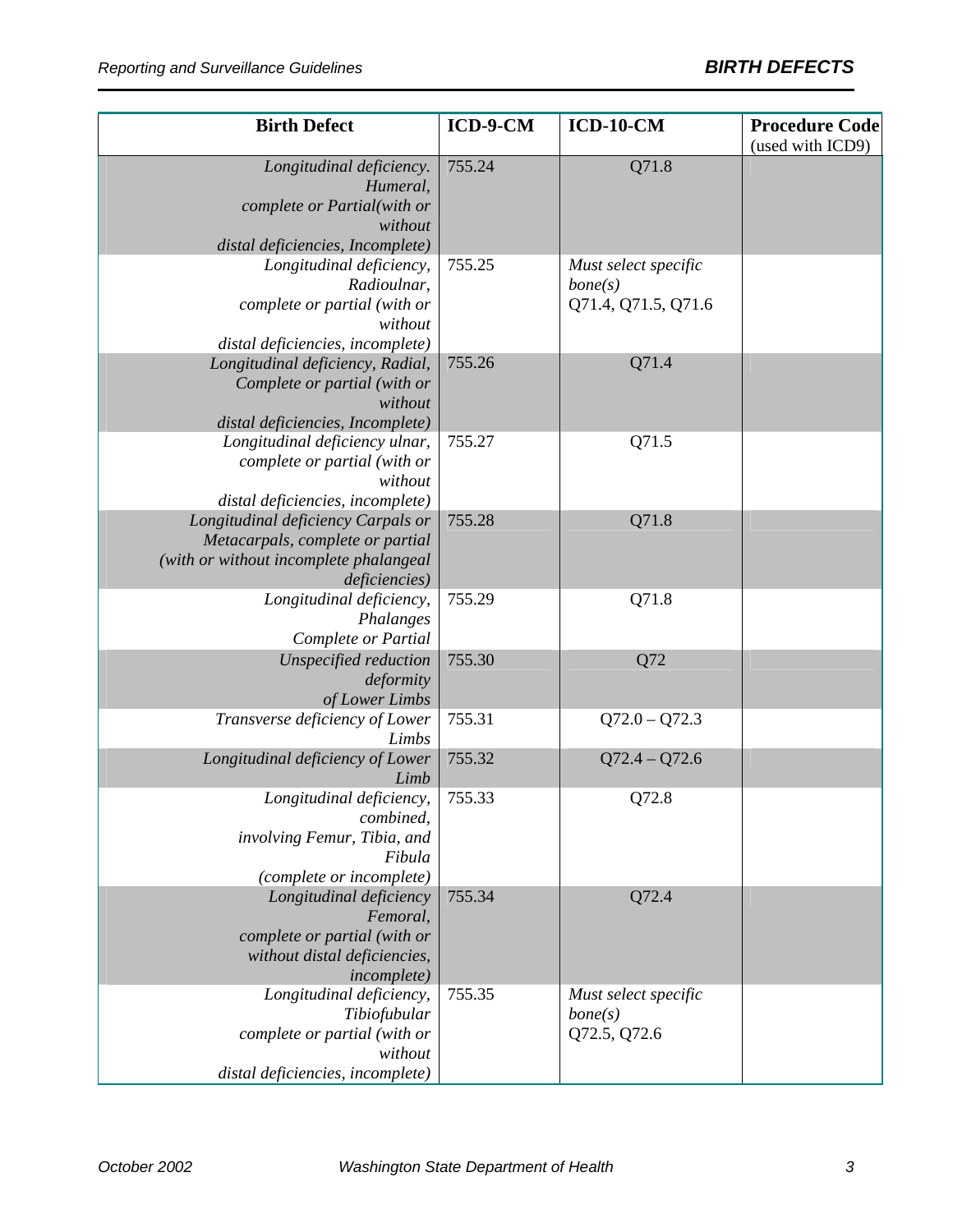| Birth Defect | ICD-9-CM | ICD-10-CM | Procedure Code (used with ICD9) |
|---|---|---|---|
| *Longitudinal deficiency. Humeral, complete or Partial(with or without distal deficiencies, Incomplete)* | 755.24 | Q71.8 | |
| *Longitudinal deficiency, Radioulnar, complete or partial (with or without distal deficiencies, incomplete)* | 755.25 | *Must select specific bone(s)* Q71.4, Q71.5, Q71.6 | |
| *Longitudinal deficiency, Radial, Complete or partial (with or without distal deficiencies, Incomplete)* | 755.26 | Q71.4 | |
| *Longitudinal deficiency ulnar, complete or partial (with or without distal deficiencies, incomplete)* | 755.27 | Q71.5 | |
| *Longitudinal deficiency Carpals or Metacarpals, complete or partial (with or without incomplete phalangeal deficiencies)* | 755.28 | Q71.8 | |
| *Longitudinal deficiency, Phalanges Complete or Partial* | 755.29 | Q71.8 | |
| *Unspecified reduction deformity of Lower Limbs* | 755.30 | Q72 | |
| *Transverse deficiency of Lower Limbs* | 755.31 | Q72.0 – Q72.3 | |
| *Longitudinal deficiency of Lower Limb* | 755.32 | Q72.4 – Q72.6 | |
| *Longitudinal deficiency, combined, involving Femur, Tibia, and Fibula (complete or incomplete)* | 755.33 | Q72.8 | |
| *Longitudinal deficiency Femoral, complete or partial (with or without distal deficiencies, incomplete)* | 755.34 | Q72.4 | |
| *Longitudinal deficiency, Tibiofubular complete or partial (with or without distal deficiencies, incomplete)* | 755.35 | *Must select specific bone(s)* Q72.5, Q72.6 | |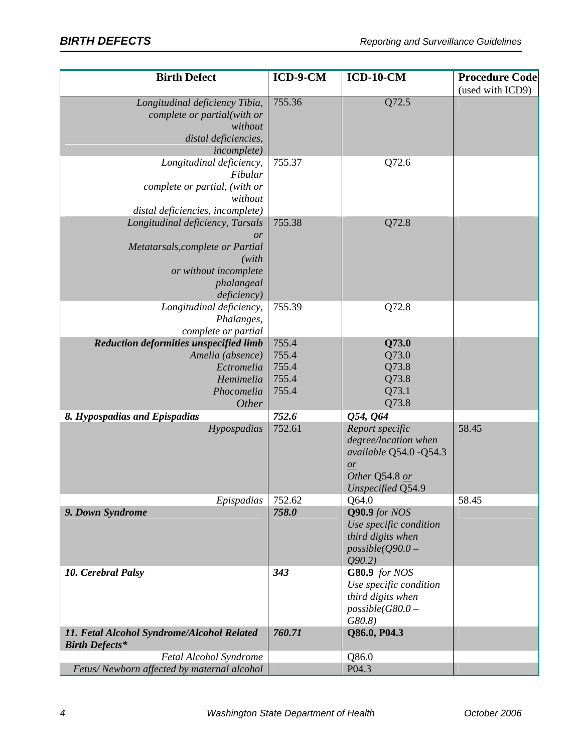| Birth Defect | ICD-9-CM | ICD-10-CM | Procedure Code (used with ICD9) |
|---|---|---|---|
| *Longitudinal deficiency Tibia, complete or partial(with or without distal deficiencies, incomplete)* | 755.36 | Q72.5 | |
| *Longitudinal deficiency, Fibular complete or partial, (with or without distal deficiencies, incomplete)* | 755.37 | Q72.6 | |
| *Longitudinal deficiency, Tarsals or Metatarsals,complete or Partial (with or without incomplete phalangeal deficiency)* | 755.38 | Q72.8 | |
| *Longitudinal deficiency, Phalanges, complete or partial* | 755.39 | Q72.8 | |
| ***Reduction deformities unspecified limb*** | 755.4 | **Q73.0** | |
| *Amelia (absence)* | 755.4 | Q73.0 | |
| *Ectromelia* | 755.4 | Q73.8 | |
| *Hemimelia* | 755.4 | Q73.8 | |
| *Phocomelia* | 755.4 | Q73.1 | |
| *Other* | | Q73.8 | |
| ***8. Hypospadias and Epispadias*** | ***752.6*** | ***Q54, Q64*** | |
| *Hypospadias* | 752.61 | *Report specific degree/location when available* Q54.0 -Q54.3 *or* *Other* Q54.8 *or* *Unspecified* Q54.9 | 58.45 |
| *Epispadias* | 752.62 | Q64.0 | 58.45 |
| ***9. Down Syndrome*** | ***758.0*** | **Q90.9** *for NOS* *Use specific condition third digits when possible(Q90.0 – Q90.2)* | |
| ***10. Cerebral Palsy*** | ***343*** | **G80.9** *for NOS* *Use specific condition third digits when possible(G80.0 – G80.8)* | |
| ***11. Fetal Alcohol Syndrome/Alcohol Related Birth Defects**** | ***760.71*** | **Q86.0, P04.3** | |
| *Fetal Alcohol Syndrome* | | Q86.0 | |
| *Fetus/ Newborn affected by maternal alcohol* | | P04.3 | |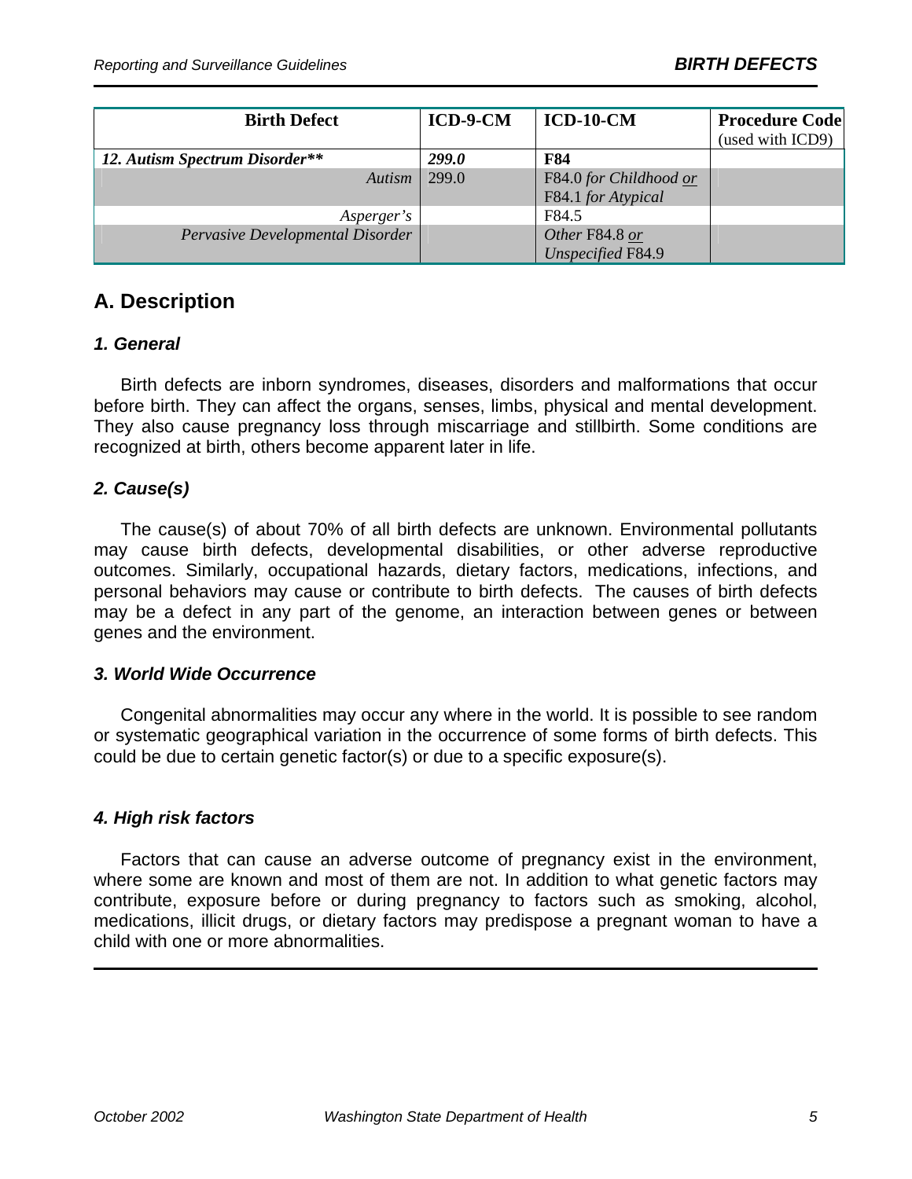| Birth Defect | ICD-9-CM | ICD-10-CM | Procedure Code (used with ICD9) |
|---|---|---|---|
| ***12. Autism Spectrum Disorder**** | ***299.0*** | **F84** | |
| *Autism* | 299.0 | F84.0 *for Childhood or* F84.1 *for Atypical* | |
| *Asperger's* | | F84.5 | |
| *Pervasive Developmental Disorder* | | *Other* F84.8 *or* *Unspecified* F84.9 | |

## A. Description

### *1. General*

Birth defects are inborn syndromes, diseases, disorders and malformations that occur before birth. They can affect the organs, senses, limbs, physical and mental development. They also cause pregnancy loss through miscarriage and stillbirth. Some conditions are recognized at birth, others become apparent later in life.

### *2. Cause(s)*

The cause(s) of about 70% of all birth defects are unknown. Environmental pollutants may cause birth defects, developmental disabilities, or other adverse reproductive outcomes. Similarly, occupational hazards, dietary factors, medications, infections, and personal behaviors may cause or contribute to birth defects. The causes of birth defects may be a defect in any part of the genome, an interaction between genes or between genes and the environment.

### *3. World Wide Occurrence*

Congenital abnormalities may occur any where in the world. It is possible to see random or systematic geographical variation in the occurrence of some forms of birth defects. This could be due to certain genetic factor(s) or due to a specific exposure(s).

### *4. High risk factors*

Factors that can cause an adverse outcome of pregnancy exist in the environment, where some are known and most of them are not. In addition to what genetic factors may contribute, exposure before or during pregnancy to factors such as smoking, alcohol, medications, illicit drugs, or dietary factors may predispose a pregnant woman to have a child with one or more abnormalities.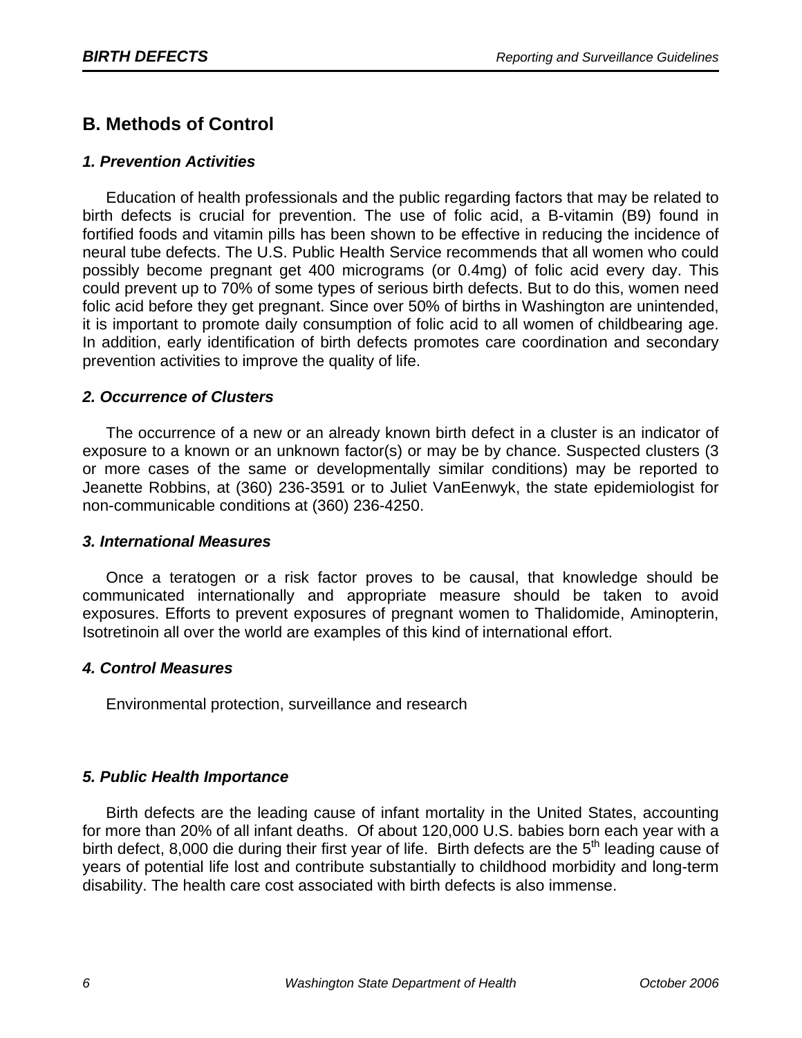## B. Methods of Control

### *1. Prevention Activities*

Education of health professionals and the public regarding factors that may be related to birth defects is crucial for prevention. The use of folic acid, a B-vitamin (B9) found in fortified foods and vitamin pills has been shown to be effective in reducing the incidence of neural tube defects. The U.S. Public Health Service recommends that all women who could possibly become pregnant get 400 micrograms (or 0.4mg) of folic acid every day. This could prevent up to 70% of some types of serious birth defects. But to do this, women need folic acid before they get pregnant. Since over 50% of births in Washington are unintended, it is important to promote daily consumption of folic acid to all women of childbearing age. In addition, early identification of birth defects promotes care coordination and secondary prevention activities to improve the quality of life.

### *2. Occurrence of Clusters*

The occurrence of a new or an already known birth defect in a cluster is an indicator of exposure to a known or an unknown factor(s) or may be by chance. Suspected clusters (3 or more cases of the same or developmentally similar conditions) may be reported to Jeanette Robbins, at (360) 236-3591 or to Juliet VanEenwyk, the state epidemiologist for non-communicable conditions at (360) 236-4250.

### *3. International Measures*

Once a teratogen or a risk factor proves to be causal, that knowledge should be communicated internationally and appropriate measure should be taken to avoid exposures. Efforts to prevent exposures of pregnant women to Thalidomide, Aminopterin, Isotretinoin all over the world are examples of this kind of international effort.

### *4. Control Measures*

Environmental protection, surveillance and research

### *5. Public Health Importance*

Birth defects are the leading cause of infant mortality in the United States, accounting for more than 20% of all infant deaths. Of about 120,000 U.S. babies born each year with a birth defect, 8,000 die during their first year of life. Birth defects are the 5th leading cause of years of potential life lost and contribute substantially to childhood morbidity and long-term disability. The health care cost associated with birth defects is also immense.